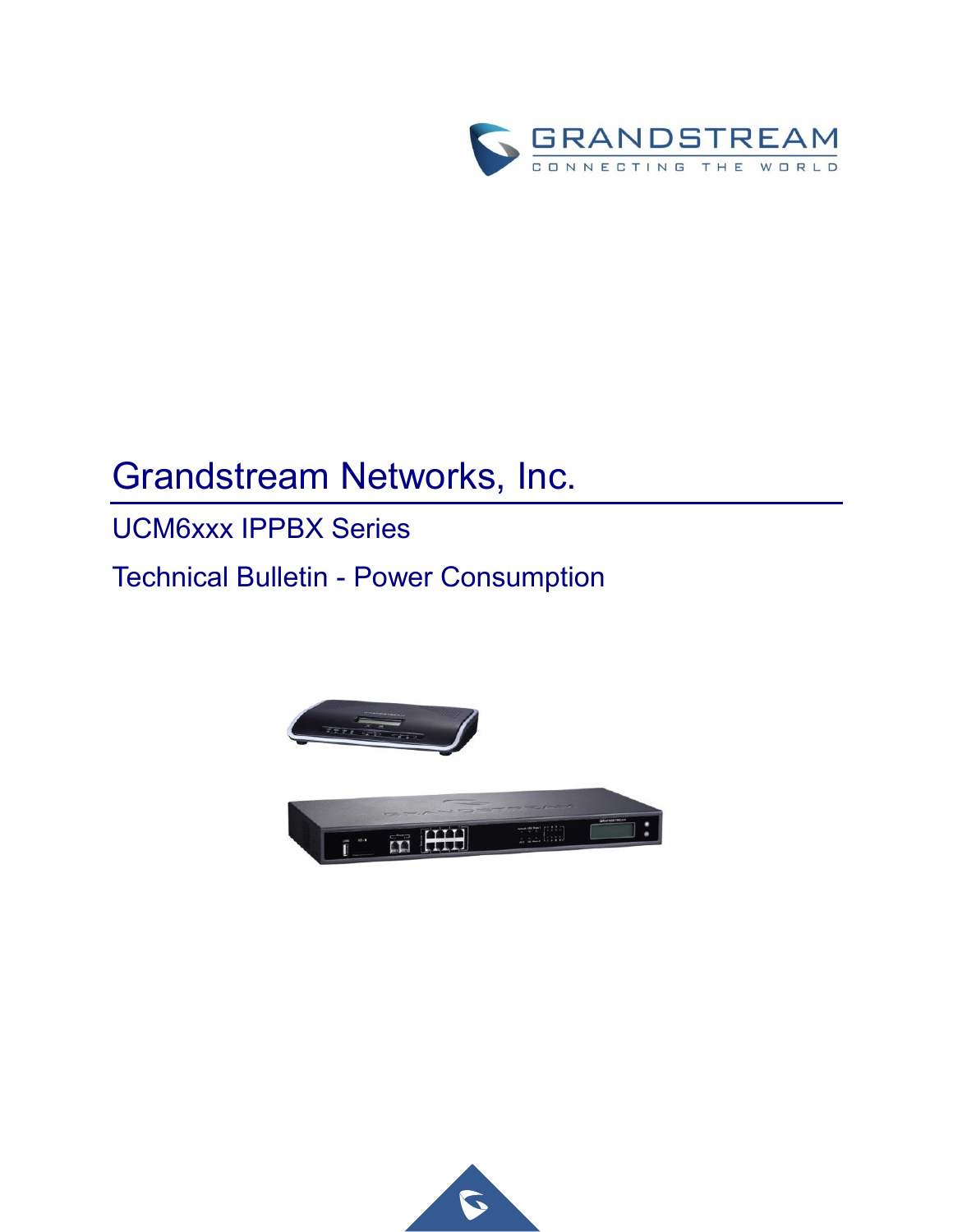# Grandstream Networks, Inc.

## UCM6xxx IPPBX Series

## Technical Bulletin - Power Consumption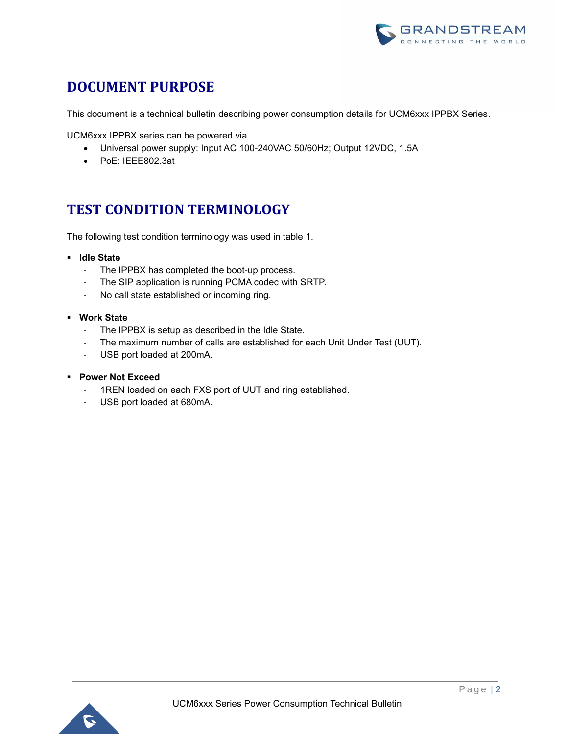# DOCUMENT PURPOSE

This document is a technical bulletin describing power consumption details for UCM6xxx IPPBX Series.

UCM6xxx IPPBX series can be powered via

- Universal power supply: Input AC 100-240VAC 50/60Hz; Output 12VDC, 1.5A
- PoE: IEEE802.3at

# TEST CONDITION TERMINOLOGY

The following test condition terminology was used in table 1.

- **Idle State**
  - The IPPBX has completed the boot-up process.
  - The SIP application is running PCMA codec with SRTP.
  - No call state established or incoming ring.
- **Work State**
  - The IPPBX is setup as described in the Idle State.
  - The maximum number of calls are established for each Unit Under Test (UUT).
  - USB port loaded at 200mA.
- **Power Not Exceed**
  - 1REN loaded on each FXS port of UUT and ring established.
  - USB port loaded at 680mA.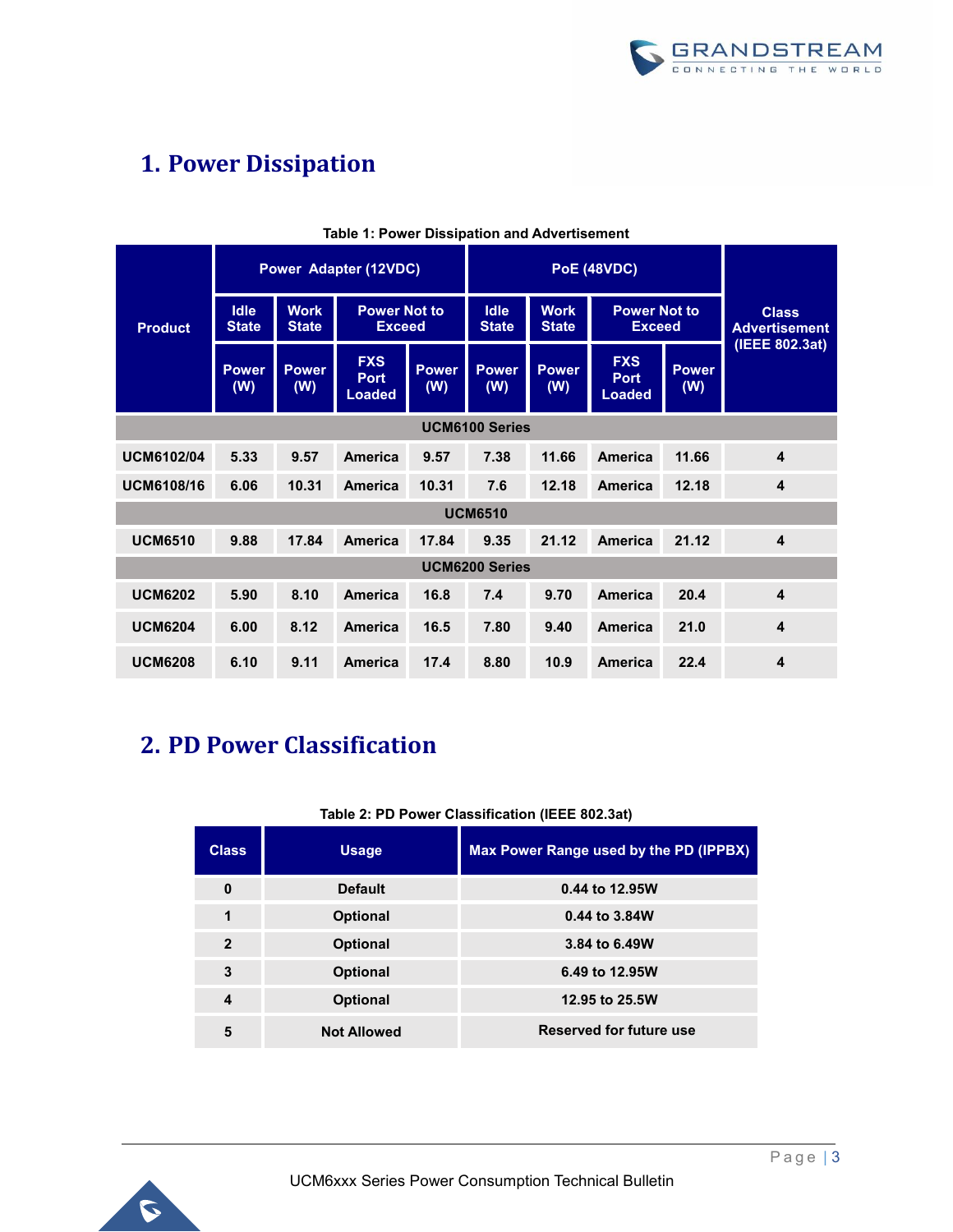# 1. Power Dissipation

Table 1: Power Dissipation and Advertisement

| Product | Power Adapter (12VDC) | | | | PoE (48VDC) | | | | Class Advertisement (IEEE 802.3at) |
|---|---|---|---|---|---|---|---|---|---|
| | Idle State | Work State | Power Not to Exceed | | Idle State | Work State | Power Not to Exceed | | |
| | Power (W) | Power (W) | FXS Port Loaded | Power (W) | Power (W) | Power (W) | FXS Port Loaded | Power (W) | |
| **UCM6100 Series** | | | | | | | | | |
| UCM6102/04 | 5.33 | 9.57 | America | 9.57 | 7.38 | 11.66 | America | 11.66 | 4 |
| UCM6108/16 | 6.06 | 10.31 | America | 10.31 | 7.6 | 12.18 | America | 12.18 | 4 |
| **UCM6510** | | | | | | | | | |
| UCM6510 | 9.88 | 17.84 | America | 17.84 | 9.35 | 21.12 | America | 21.12 | 4 |
| **UCM6200 Series** | | | | | | | | | |
| UCM6202 | 5.90 | 8.10 | America | 16.8 | 7.4 | 9.70 | America | 20.4 | 4 |
| UCM6204 | 6.00 | 8.12 | America | 16.5 | 7.80 | 9.40 | America | 21.0 | 4 |
| UCM6208 | 6.10 | 9.11 | America | 17.4 | 8.80 | 10.9 | America | 22.4 | 4 |

# 2. PD Power Classification

Table 2: PD Power Classification (IEEE 802.3at)

| Class | Usage | Max Power Range used by the PD (IPPBX) |
|---|---|---|
| 0 | Default | 0.44 to 12.95W |
| 1 | Optional | 0.44 to 3.84W |
| 2 | Optional | 3.84 to 6.49W |
| 3 | Optional | 6.49 to 12.95W |
| 4 | Optional | 12.95 to 25.5W |
| 5 | Not Allowed | Reserved for future use |